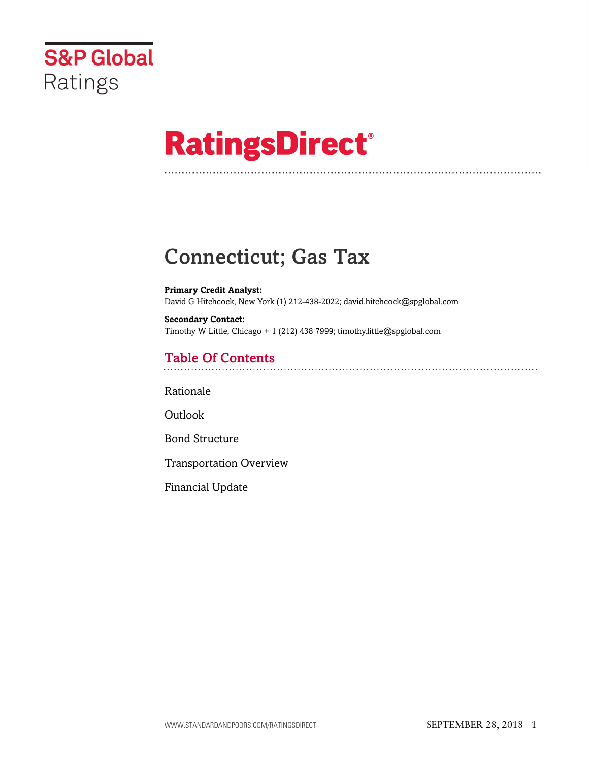S&P Global Ratings

# RatingsDirect®

# Connecticut; Gas Tax

**Primary Credit Analyst:**
David G Hitchcock, New York (1) 212-438-2022; david.hitchcock@spglobal.com

**Secondary Contact:**
Timothy W Little, Chicago + 1 (212) 438 7999; timothy.little@spglobal.com

## Table Of Contents

Rationale

Outlook

Bond Structure

Transportation Overview

Financial Update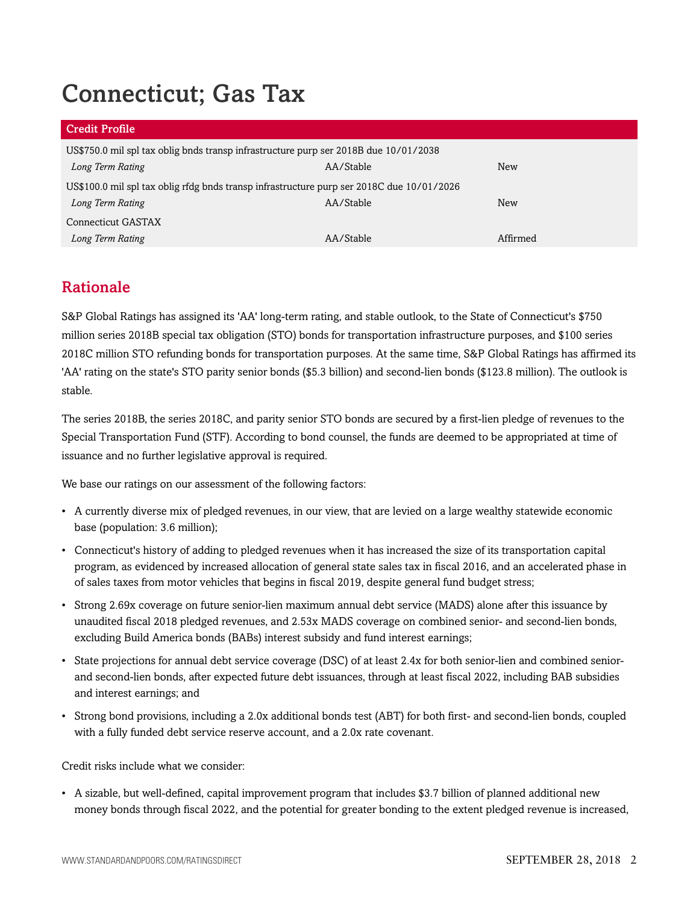# Connecticut; Gas Tax

| Credit Profile | | |
|---|---|---|
| US$750.0 mil spl tax oblig bnds transp infrastructure purp ser 2018B due 10/01/2038 | | |
| *Long Term Rating* | AA/Stable | New |
| US$100.0 mil spl tax oblig rfdg bnds transp infrastructure purp ser 2018C due 10/01/2026 | | |
| *Long Term Rating* | AA/Stable | New |
| Connecticut GASTAX | | |
| *Long Term Rating* | AA/Stable | Affirmed |

## Rationale

S&P Global Ratings has assigned its 'AA' long-term rating, and stable outlook, to the State of Connecticut's $750 million series 2018B special tax obligation (STO) bonds for transportation infrastructure purposes, and $100 series 2018C million STO refunding bonds for transportation purposes. At the same time, S&P Global Ratings has affirmed its 'AA' rating on the state's STO parity senior bonds ($5.3 billion) and second-lien bonds ($123.8 million). The outlook is stable.

The series 2018B, the series 2018C, and parity senior STO bonds are secured by a first-lien pledge of revenues to the Special Transportation Fund (STF). According to bond counsel, the funds are deemed to be appropriated at time of issuance and no further legislative approval is required.

We base our ratings on our assessment of the following factors:

- A currently diverse mix of pledged revenues, in our view, that are levied on a large wealthy statewide economic base (population: 3.6 million);
- Connecticut's history of adding to pledged revenues when it has increased the size of its transportation capital program, as evidenced by increased allocation of general state sales tax in fiscal 2016, and an accelerated phase in of sales taxes from motor vehicles that begins in fiscal 2019, despite general fund budget stress;
- Strong 2.69x coverage on future senior-lien maximum annual debt service (MADS) alone after this issuance by unaudited fiscal 2018 pledged revenues, and 2.53x MADS coverage on combined senior- and second-lien bonds, excluding Build America bonds (BABs) interest subsidy and fund interest earnings;
- State projections for annual debt service coverage (DSC) of at least 2.4x for both senior-lien and combined senior- and second-lien bonds, after expected future debt issuances, through at least fiscal 2022, including BAB subsidies and interest earnings; and
- Strong bond provisions, including a 2.0x additional bonds test (ABT) for both first- and second-lien bonds, coupled with a fully funded debt service reserve account, and a 2.0x rate covenant.

Credit risks include what we consider:

- A sizable, but well-defined, capital improvement program that includes $3.7 billion of planned additional new money bonds through fiscal 2022, and the potential for greater bonding to the extent pledged revenue is increased,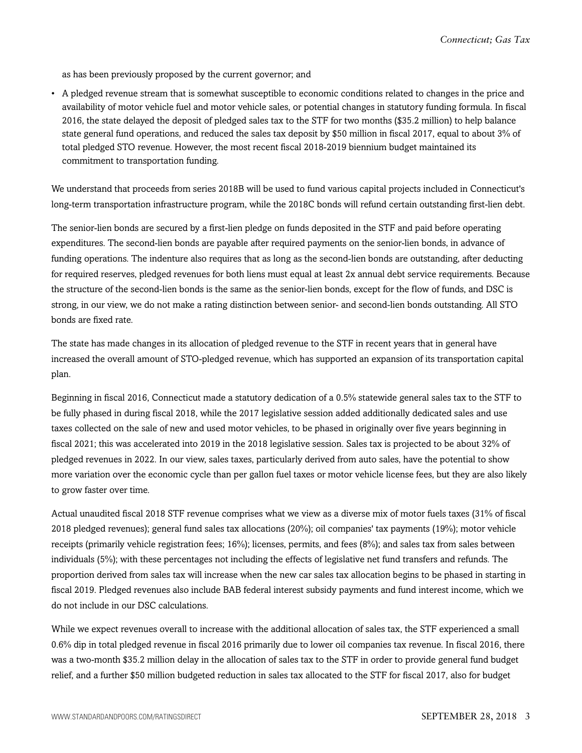as has been previously proposed by the current governor; and

- A pledged revenue stream that is somewhat susceptible to economic conditions related to changes in the price and availability of motor vehicle fuel and motor vehicle sales, or potential changes in statutory funding formula. In fiscal 2016, the state delayed the deposit of pledged sales tax to the STF for two months ($35.2 million) to help balance state general fund operations, and reduced the sales tax deposit by $50 million in fiscal 2017, equal to about 3% of total pledged STO revenue. However, the most recent fiscal 2018-2019 biennium budget maintained its commitment to transportation funding.

We understand that proceeds from series 2018B will be used to fund various capital projects included in Connecticut's long-term transportation infrastructure program, while the 2018C bonds will refund certain outstanding first-lien debt.

The senior-lien bonds are secured by a first-lien pledge on funds deposited in the STF and paid before operating expenditures. The second-lien bonds are payable after required payments on the senior-lien bonds, in advance of funding operations. The indenture also requires that as long as the second-lien bonds are outstanding, after deducting for required reserves, pledged revenues for both liens must equal at least 2x annual debt service requirements. Because the structure of the second-lien bonds is the same as the senior-lien bonds, except for the flow of funds, and DSC is strong, in our view, we do not make a rating distinction between senior- and second-lien bonds outstanding. All STO bonds are fixed rate.

The state has made changes in its allocation of pledged revenue to the STF in recent years that in general have increased the overall amount of STO-pledged revenue, which has supported an expansion of its transportation capital plan.

Beginning in fiscal 2016, Connecticut made a statutory dedication of a 0.5% statewide general sales tax to the STF to be fully phased in during fiscal 2018, while the 2017 legislative session added additionally dedicated sales and use taxes collected on the sale of new and used motor vehicles, to be phased in originally over five years beginning in fiscal 2021; this was accelerated into 2019 in the 2018 legislative session. Sales tax is projected to be about 32% of pledged revenues in 2022. In our view, sales taxes, particularly derived from auto sales, have the potential to show more variation over the economic cycle than per gallon fuel taxes or motor vehicle license fees, but they are also likely to grow faster over time.

Actual unaudited fiscal 2018 STF revenue comprises what we view as a diverse mix of motor fuels taxes (31% of fiscal 2018 pledged revenues); general fund sales tax allocations (20%); oil companies' tax payments (19%); motor vehicle receipts (primarily vehicle registration fees; 16%); licenses, permits, and fees (8%); and sales tax from sales between individuals (5%); with these percentages not including the effects of legislative net fund transfers and refunds. The proportion derived from sales tax will increase when the new car sales tax allocation begins to be phased in starting in fiscal 2019. Pledged revenues also include BAB federal interest subsidy payments and fund interest income, which we do not include in our DSC calculations.

While we expect revenues overall to increase with the additional allocation of sales tax, the STF experienced a small 0.6% dip in total pledged revenue in fiscal 2016 primarily due to lower oil companies tax revenue. In fiscal 2016, there was a two-month $35.2 million delay in the allocation of sales tax to the STF in order to provide general fund budget relief, and a further $50 million budgeted reduction in sales tax allocated to the STF for fiscal 2017, also for budget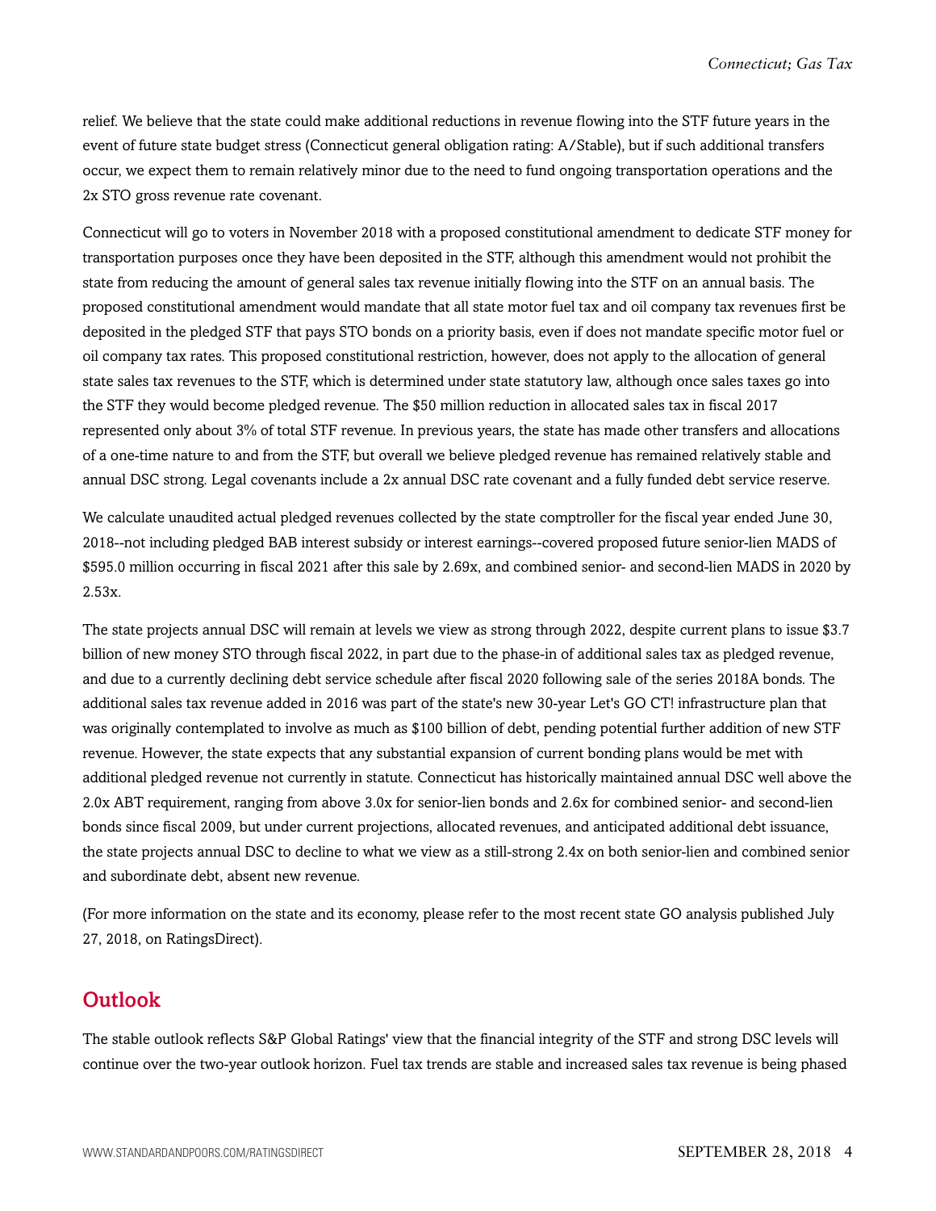relief. We believe that the state could make additional reductions in revenue flowing into the STF future years in the event of future state budget stress (Connecticut general obligation rating: A/Stable), but if such additional transfers occur, we expect them to remain relatively minor due to the need to fund ongoing transportation operations and the 2x STO gross revenue rate covenant.

Connecticut will go to voters in November 2018 with a proposed constitutional amendment to dedicate STF money for transportation purposes once they have been deposited in the STF, although this amendment would not prohibit the state from reducing the amount of general sales tax revenue initially flowing into the STF on an annual basis. The proposed constitutional amendment would mandate that all state motor fuel tax and oil company tax revenues first be deposited in the pledged STF that pays STO bonds on a priority basis, even if does not mandate specific motor fuel or oil company tax rates. This proposed constitutional restriction, however, does not apply to the allocation of general state sales tax revenues to the STF, which is determined under state statutory law, although once sales taxes go into the STF they would become pledged revenue. The $50 million reduction in allocated sales tax in fiscal 2017 represented only about 3% of total STF revenue. In previous years, the state has made other transfers and allocations of a one-time nature to and from the STF, but overall we believe pledged revenue has remained relatively stable and annual DSC strong. Legal covenants include a 2x annual DSC rate covenant and a fully funded debt service reserve.

We calculate unaudited actual pledged revenues collected by the state comptroller for the fiscal year ended June 30, 2018--not including pledged BAB interest subsidy or interest earnings--covered proposed future senior-lien MADS of $595.0 million occurring in fiscal 2021 after this sale by 2.69x, and combined senior- and second-lien MADS in 2020 by 2.53x.

The state projects annual DSC will remain at levels we view as strong through 2022, despite current plans to issue $3.7 billion of new money STO through fiscal 2022, in part due to the phase-in of additional sales tax as pledged revenue, and due to a currently declining debt service schedule after fiscal 2020 following sale of the series 2018A bonds. The additional sales tax revenue added in 2016 was part of the state's new 30-year Let's GO CT! infrastructure plan that was originally contemplated to involve as much as $100 billion of debt, pending potential further addition of new STF revenue. However, the state expects that any substantial expansion of current bonding plans would be met with additional pledged revenue not currently in statute. Connecticut has historically maintained annual DSC well above the 2.0x ABT requirement, ranging from above 3.0x for senior-lien bonds and 2.6x for combined senior- and second-lien bonds since fiscal 2009, but under current projections, allocated revenues, and anticipated additional debt issuance, the state projects annual DSC to decline to what we view as a still-strong 2.4x on both senior-lien and combined senior and subordinate debt, absent new revenue.

(For more information on the state and its economy, please refer to the most recent state GO analysis published July 27, 2018, on RatingsDirect).

## Outlook

The stable outlook reflects S&P Global Ratings' view that the financial integrity of the STF and strong DSC levels will continue over the two-year outlook horizon. Fuel tax trends are stable and increased sales tax revenue is being phased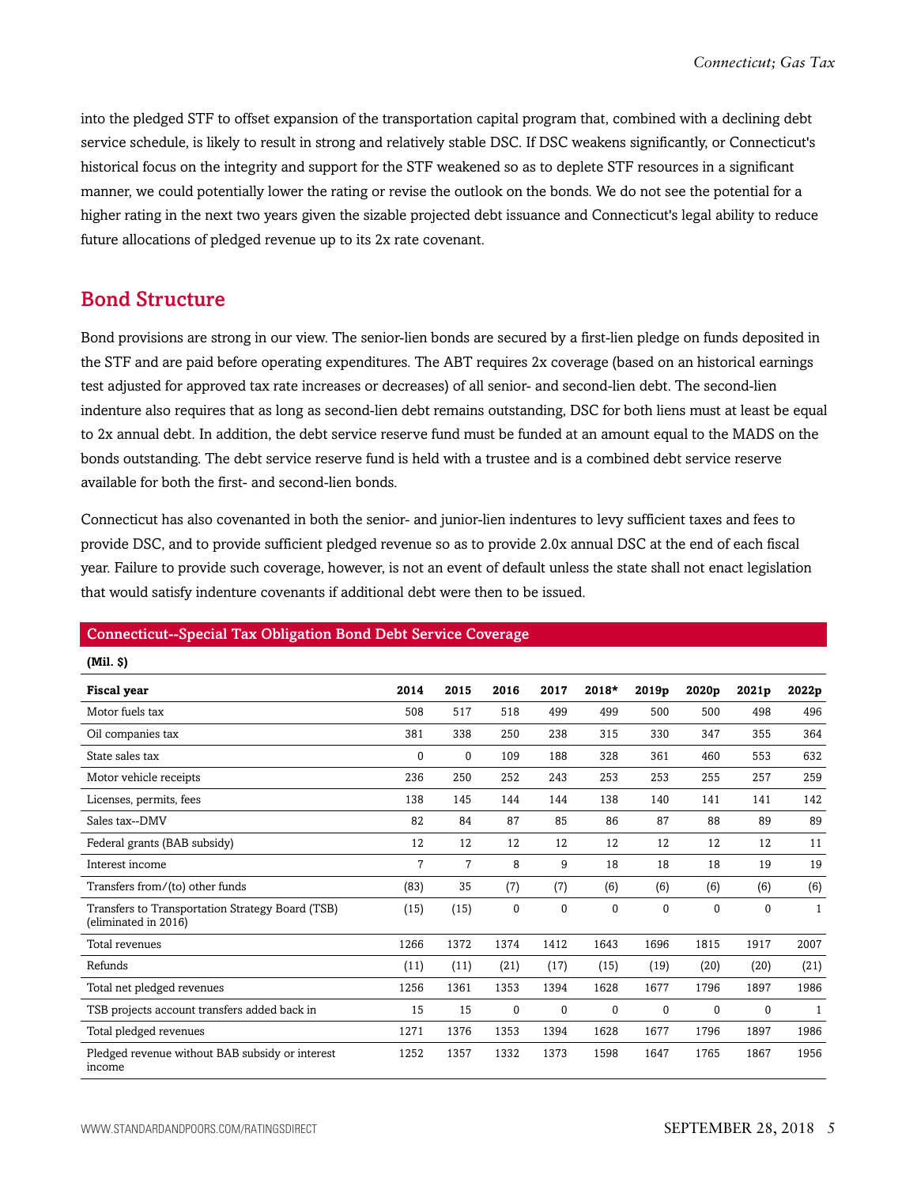into the pledged STF to offset expansion of the transportation capital program that, combined with a declining debt service schedule, is likely to result in strong and relatively stable DSC. If DSC weakens significantly, or Connecticut's historical focus on the integrity and support for the STF weakened so as to deplete STF resources in a significant manner, we could potentially lower the rating or revise the outlook on the bonds. We do not see the potential for a higher rating in the next two years given the sizable projected debt issuance and Connecticut's legal ability to reduce future allocations of pledged revenue up to its 2x rate covenant.

## Bond Structure

Bond provisions are strong in our view. The senior-lien bonds are secured by a first-lien pledge on funds deposited in the STF and are paid before operating expenditures. The ABT requires 2x coverage (based on an historical earnings test adjusted for approved tax rate increases or decreases) of all senior- and second-lien debt. The second-lien indenture also requires that as long as second-lien debt remains outstanding, DSC for both liens must at least be equal to 2x annual debt. In addition, the debt service reserve fund must be funded at an amount equal to the MADS on the bonds outstanding. The debt service reserve fund is held with a trustee and is a combined debt service reserve available for both the first- and second-lien bonds.

Connecticut has also covenanted in both the senior- and junior-lien indentures to levy sufficient taxes and fees to provide DSC, and to provide sufficient pledged revenue so as to provide 2.0x annual DSC at the end of each fiscal year. Failure to provide such coverage, however, is not an event of default unless the state shall not enact legislation that would satisfy indenture covenants if additional debt were then to be issued.

**Connecticut--Special Tax Obligation Bond Debt Service Coverage**

**(Mil. $)**

| Fiscal year | 2014 | 2015 | 2016 | 2017 | 2018* | 2019p | 2020p | 2021p | 2022p |
|---|---|---|---|---|---|---|---|---|---|
| Motor fuels tax | 508 | 517 | 518 | 499 | 499 | 500 | 500 | 498 | 496 |
| Oil companies tax | 381 | 338 | 250 | 238 | 315 | 330 | 347 | 355 | 364 |
| State sales tax | 0 | 0 | 109 | 188 | 328 | 361 | 460 | 553 | 632 |
| Motor vehicle receipts | 236 | 250 | 252 | 243 | 253 | 253 | 255 | 257 | 259 |
| Licenses, permits, fees | 138 | 145 | 144 | 144 | 138 | 140 | 141 | 141 | 142 |
| Sales tax--DMV | 82 | 84 | 87 | 85 | 86 | 87 | 88 | 89 | 89 |
| Federal grants (BAB subsidy) | 12 | 12 | 12 | 12 | 12 | 12 | 12 | 12 | 11 |
| Interest income | 7 | 7 | 8 | 9 | 18 | 18 | 18 | 19 | 19 |
| Transfers from/(to) other funds | (83) | 35 | (7) | (7) | (6) | (6) | (6) | (6) | (6) |
| Transfers to Transportation Strategy Board (TSB) (eliminated in 2016) | (15) | (15) | 0 | 0 | 0 | 0 | 0 | 0 | 1 |
| Total revenues | 1266 | 1372 | 1374 | 1412 | 1643 | 1696 | 1815 | 1917 | 2007 |
| Refunds | (11) | (11) | (21) | (17) | (15) | (19) | (20) | (20) | (21) |
| Total net pledged revenues | 1256 | 1361 | 1353 | 1394 | 1628 | 1677 | 1796 | 1897 | 1986 |
| TSB projects account transfers added back in | 15 | 15 | 0 | 0 | 0 | 0 | 0 | 0 | 1 |
| Total pledged revenues | 1271 | 1376 | 1353 | 1394 | 1628 | 1677 | 1796 | 1897 | 1986 |
| Pledged revenue without BAB subsidy or interest income | 1252 | 1357 | 1332 | 1373 | 1598 | 1647 | 1765 | 1867 | 1956 |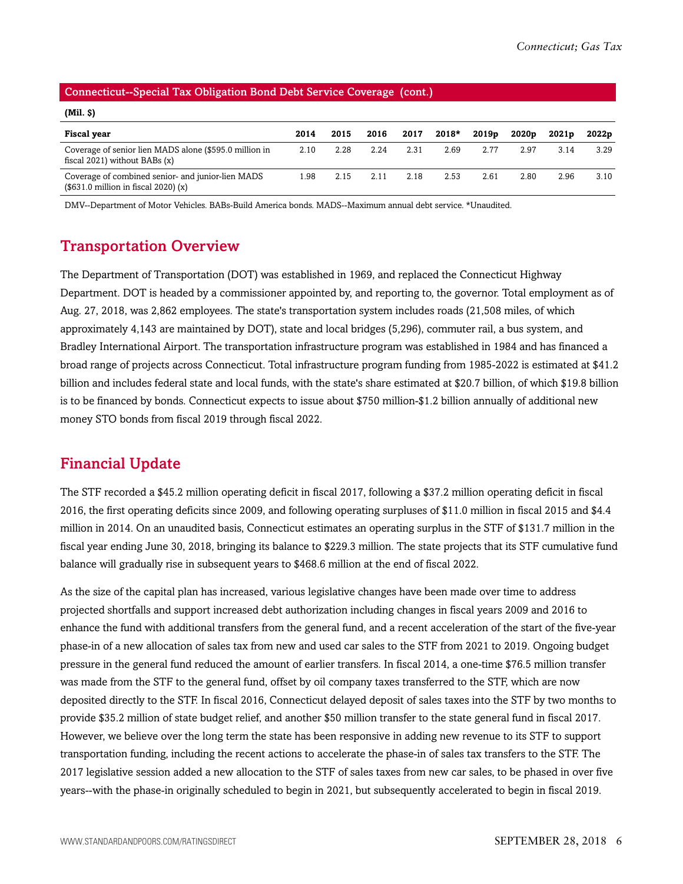Connecticut--Special Tax Obligation Bond Debt Service Coverage (cont.)

(Mil. $)

| Fiscal year | 2014 | 2015 | 2016 | 2017 | 2018* | 2019p | 2020p | 2021p | 2022p |
|---|---|---|---|---|---|---|---|---|---|
| Coverage of senior lien MADS alone ($595.0 million in fiscal 2021) without BABs (x) | 2.10 | 2.28 | 2.24 | 2.31 | 2.69 | 2.77 | 2.97 | 3.14 | 3.29 |
| Coverage of combined senior- and junior-lien MADS ($631.0 million in fiscal 2020) (x) | 1.98 | 2.15 | 2.11 | 2.18 | 2.53 | 2.61 | 2.80 | 2.96 | 3.10 |

DMV--Department of Motor Vehicles. BABs-Build America bonds. MADS--Maximum annual debt service. *Unaudited.

## Transportation Overview

The Department of Transportation (DOT) was established in 1969, and replaced the Connecticut Highway Department. DOT is headed by a commissioner appointed by, and reporting to, the governor. Total employment as of Aug. 27, 2018, was 2,862 employees. The state's transportation system includes roads (21,508 miles, of which approximately 4,143 are maintained by DOT), state and local bridges (5,296), commuter rail, a bus system, and Bradley International Airport. The transportation infrastructure program was established in 1984 and has financed a broad range of projects across Connecticut. Total infrastructure program funding from 1985-2022 is estimated at $41.2 billion and includes federal state and local funds, with the state's share estimated at $20.7 billion, of which $19.8 billion is to be financed by bonds. Connecticut expects to issue about $750 million-$1.2 billion annually of additional new money STO bonds from fiscal 2019 through fiscal 2022.

## Financial Update

The STF recorded a $45.2 million operating deficit in fiscal 2017, following a $37.2 million operating deficit in fiscal 2016, the first operating deficits since 2009, and following operating surpluses of $11.0 million in fiscal 2015 and $4.4 million in 2014. On an unaudited basis, Connecticut estimates an operating surplus in the STF of $131.7 million in the fiscal year ending June 30, 2018, bringing its balance to $229.3 million. The state projects that its STF cumulative fund balance will gradually rise in subsequent years to $468.6 million at the end of fiscal 2022.

As the size of the capital plan has increased, various legislative changes have been made over time to address projected shortfalls and support increased debt authorization including changes in fiscal years 2009 and 2016 to enhance the fund with additional transfers from the general fund, and a recent acceleration of the start of the five-year phase-in of a new allocation of sales tax from new and used car sales to the STF from 2021 to 2019. Ongoing budget pressure in the general fund reduced the amount of earlier transfers. In fiscal 2014, a one-time $76.5 million transfer was made from the STF to the general fund, offset by oil company taxes transferred to the STF, which are now deposited directly to the STF. In fiscal 2016, Connecticut delayed deposit of sales taxes into the STF by two months to provide $35.2 million of state budget relief, and another $50 million transfer to the state general fund in fiscal 2017. However, we believe over the long term the state has been responsive in adding new revenue to its STF to support transportation funding, including the recent actions to accelerate the phase-in of sales tax transfers to the STF. The 2017 legislative session added a new allocation to the STF of sales taxes from new car sales, to be phased in over five years--with the phase-in originally scheduled to begin in 2021, but subsequently accelerated to begin in fiscal 2019.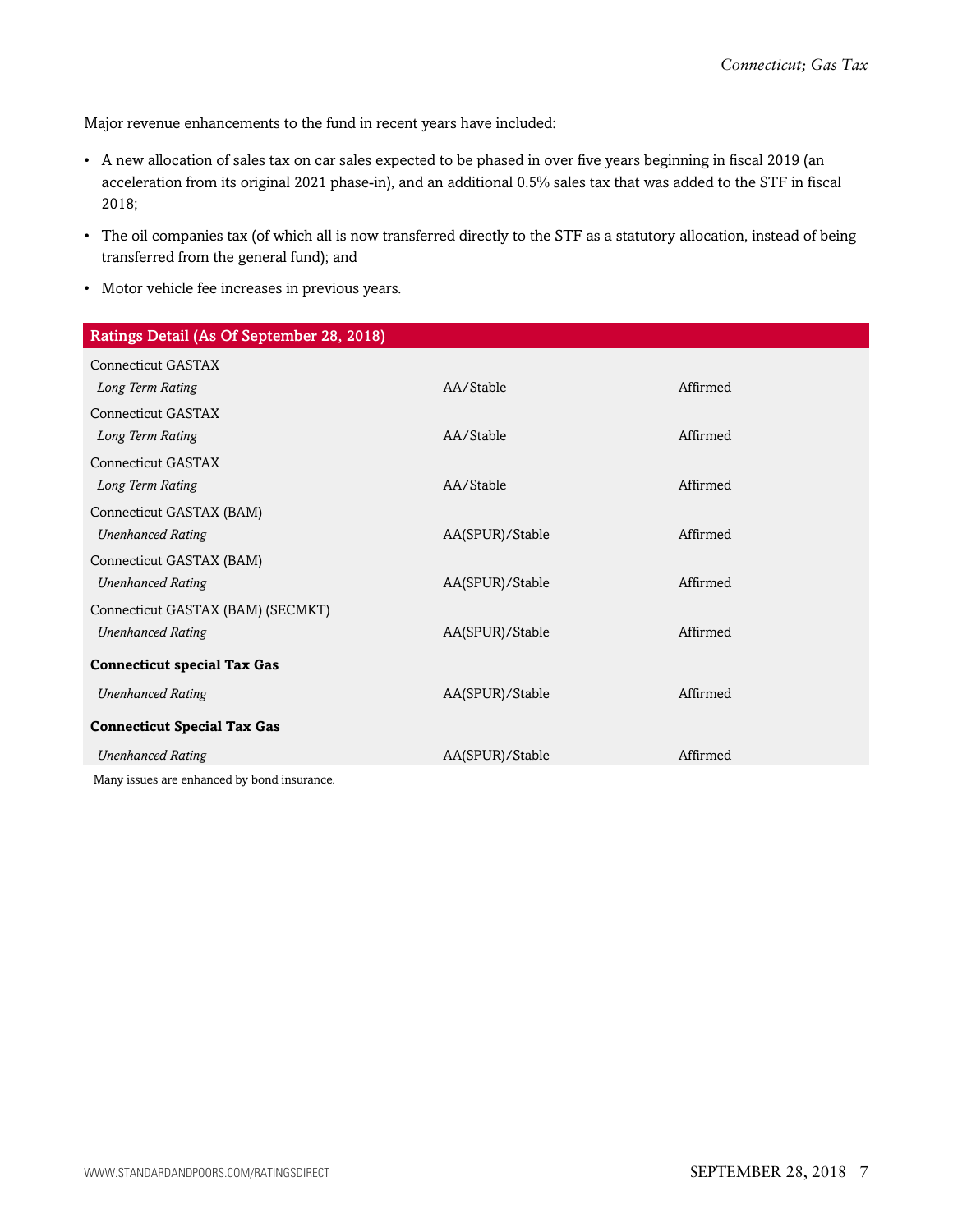Major revenue enhancements to the fund in recent years have included:

- A new allocation of sales tax on car sales expected to be phased in over five years beginning in fiscal 2019 (an acceleration from its original 2021 phase-in), and an additional 0.5% sales tax that was added to the STF in fiscal 2018;
- The oil companies tax (of which all is now transferred directly to the STF as a statutory allocation, instead of being transferred from the general fund); and
- Motor vehicle fee increases in previous years.

| Ratings Detail (As Of September 28, 2018) | | |
|---|---|---|
| Connecticut GASTAX | | |
| *Long Term Rating* | AA/Stable | Affirmed |
| Connecticut GASTAX | | |
| *Long Term Rating* | AA/Stable | Affirmed |
| Connecticut GASTAX | | |
| *Long Term Rating* | AA/Stable | Affirmed |
| Connecticut GASTAX (BAM) | | |
| *Unenhanced Rating* | AA(SPUR)/Stable | Affirmed |
| Connecticut GASTAX (BAM) | | |
| *Unenhanced Rating* | AA(SPUR)/Stable | Affirmed |
| Connecticut GASTAX (BAM) (SECMKT) | | |
| *Unenhanced Rating* | AA(SPUR)/Stable | Affirmed |
| **Connecticut special Tax Gas** | | |
| *Unenhanced Rating* | AA(SPUR)/Stable | Affirmed |
| **Connecticut Special Tax Gas** | | |
| *Unenhanced Rating* | AA(SPUR)/Stable | Affirmed |

Many issues are enhanced by bond insurance.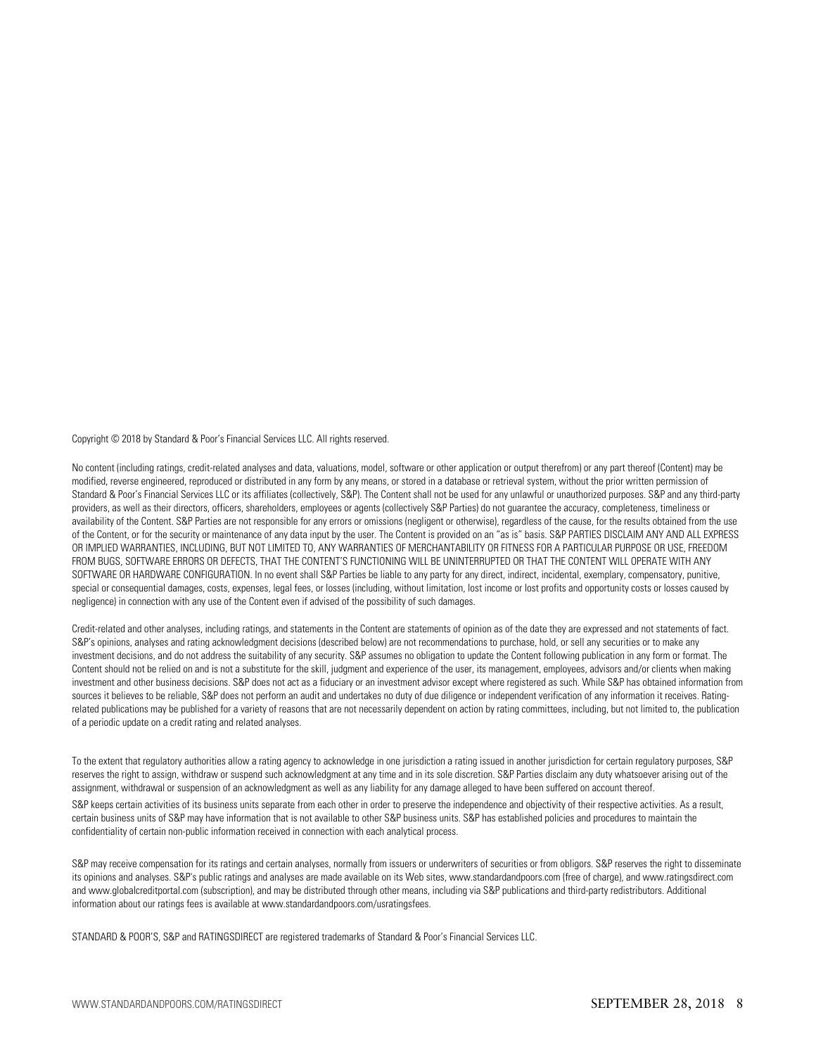Copyright © 2018 by Standard & Poor's Financial Services LLC. All rights reserved.

No content (including ratings, credit-related analyses and data, valuations, model, software or other application or output therefrom) or any part thereof (Content) may be modified, reverse engineered, reproduced or distributed in any form by any means, or stored in a database or retrieval system, without the prior written permission of Standard & Poor's Financial Services LLC or its affiliates (collectively, S&P). The Content shall not be used for any unlawful or unauthorized purposes. S&P and any third-party providers, as well as their directors, officers, shareholders, employees or agents (collectively S&P Parties) do not guarantee the accuracy, completeness, timeliness or availability of the Content. S&P Parties are not responsible for any errors or omissions (negligent or otherwise), regardless of the cause, for the results obtained from the use of the Content, or for the security or maintenance of any data input by the user. The Content is provided on an "as is" basis. S&P PARTIES DISCLAIM ANY AND ALL EXPRESS OR IMPLIED WARRANTIES, INCLUDING, BUT NOT LIMITED TO, ANY WARRANTIES OF MERCHANTABILITY OR FITNESS FOR A PARTICULAR PURPOSE OR USE, FREEDOM FROM BUGS, SOFTWARE ERRORS OR DEFECTS, THAT THE CONTENT'S FUNCTIONING WILL BE UNINTERRUPTED OR THAT THE CONTENT WILL OPERATE WITH ANY SOFTWARE OR HARDWARE CONFIGURATION. In no event shall S&P Parties be liable to any party for any direct, indirect, incidental, exemplary, compensatory, punitive, special or consequential damages, costs, expenses, legal fees, or losses (including, without limitation, lost income or lost profits and opportunity costs or losses caused by negligence) in connection with any use of the Content even if advised of the possibility of such damages.

Credit-related and other analyses, including ratings, and statements in the Content are statements of opinion as of the date they are expressed and not statements of fact. S&P's opinions, analyses and rating acknowledgment decisions (described below) are not recommendations to purchase, hold, or sell any securities or to make any investment decisions, and do not address the suitability of any security. S&P assumes no obligation to update the Content following publication in any form or format. The Content should not be relied on and is not a substitute for the skill, judgment and experience of the user, its management, employees, advisors and/or clients when making investment and other business decisions. S&P does not act as a fiduciary or an investment advisor except where registered as such. While S&P has obtained information from sources it believes to be reliable, S&P does not perform an audit and undertakes no duty of due diligence or independent verification of any information it receives. Rating-related publications may be published for a variety of reasons that are not necessarily dependent on action by rating committees, including, but not limited to, the publication of a periodic update on a credit rating and related analyses.

To the extent that regulatory authorities allow a rating agency to acknowledge in one jurisdiction a rating issued in another jurisdiction for certain regulatory purposes, S&P reserves the right to assign, withdraw or suspend such acknowledgment at any time and in its sole discretion. S&P Parties disclaim any duty whatsoever arising out of the assignment, withdrawal or suspension of an acknowledgment as well as any liability for any damage alleged to have been suffered on account thereof.

S&P keeps certain activities of its business units separate from each other in order to preserve the independence and objectivity of their respective activities. As a result, certain business units of S&P may have information that is not available to other S&P business units. S&P has established policies and procedures to maintain the confidentiality of certain non-public information received in connection with each analytical process.

S&P may receive compensation for its ratings and certain analyses, normally from issuers or underwriters of securities or from obligors. S&P reserves the right to disseminate its opinions and analyses. S&P's public ratings and analyses are made available on its Web sites, www.standardandpoors.com (free of charge), and www.ratingsdirect.com and www.globalcreditportal.com (subscription), and may be distributed through other means, including via S&P publications and third-party redistributors. Additional information about our ratings fees is available at www.standardandpoors.com/usratingsfees.

STANDARD & POOR'S, S&P and RATINGSDIRECT are registered trademarks of Standard & Poor's Financial Services LLC.